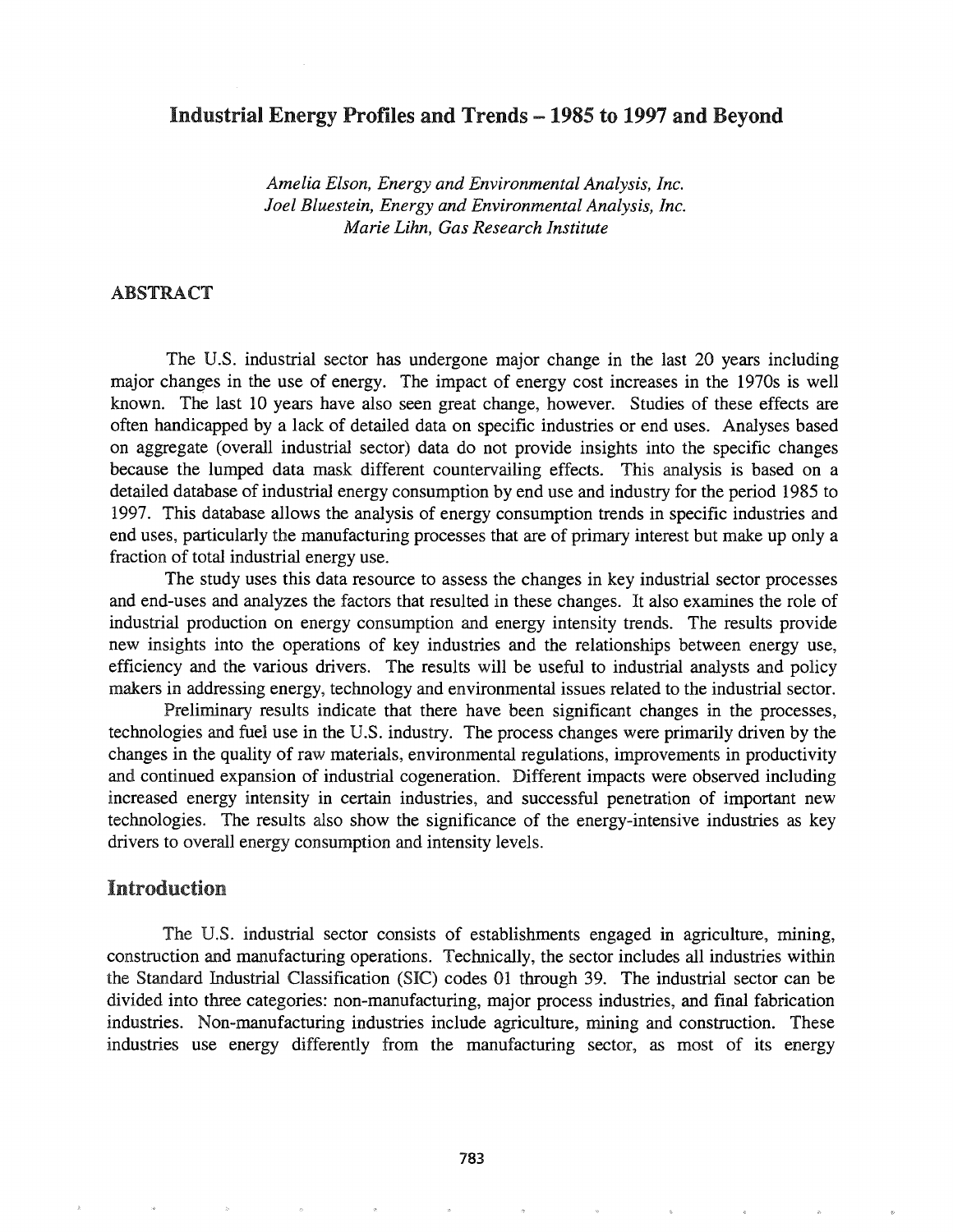# Industrial Energy Profiles and Trends – 1985 to 1997 and Beyond

*Amelia Elson, Energy and Environmental Analysis, Inc.*
*Joel Bluestein, Energy and Environmental Analysis, Inc.*
*Marie Lihn, Gas Research Institute*

## ABSTRACT

The U.S. industrial sector has undergone major change in the last 20 years including major changes in the use of energy. The impact of energy cost increases in the 1970s is well known. The last 10 years have also seen great change, however. Studies of these effects are often handicapped by a lack of detailed data on specific industries or end uses. Analyses based on aggregate (overall industrial sector) data do not provide insights into the specific changes because the lumped data mask different countervailing effects. This analysis is based on a detailed database of industrial energy consumption by end use and industry for the period 1985 to 1997. This database allows the analysis of energy consumption trends in specific industries and end uses, particularly the manufacturing processes that are of primary interest but make up only a fraction of total industrial energy use.

The study uses this data resource to assess the changes in key industrial sector processes and end-uses and analyzes the factors that resulted in these changes. It also examines the role of industrial production on energy consumption and energy intensity trends. The results provide new insights into the operations of key industries and the relationships between energy use, efficiency and the various drivers. The results will be useful to industrial analysts and policy makers in addressing energy, technology and environmental issues related to the industrial sector.

Preliminary results indicate that there have been significant changes in the processes, technologies and fuel use in the U.S. industry. The process changes were primarily driven by the changes in the quality of raw materials, environmental regulations, improvements in productivity and continued expansion of industrial cogeneration. Different impacts were observed including increased energy intensity in certain industries, and successful penetration of important new technologies. The results also show the significance of the energy-intensive industries as key drivers to overall energy consumption and intensity levels.

## Introduction

The U.S. industrial sector consists of establishments engaged in agriculture, mining, construction and manufacturing operations. Technically, the sector includes all industries within the Standard Industrial Classification (SIC) codes 01 through 39. The industrial sector can be divided into three categories: non-manufacturing, major process industries, and final fabrication industries. Non-manufacturing industries include agriculture, mining and construction. These industries use energy differently from the manufacturing sector, as most of its energy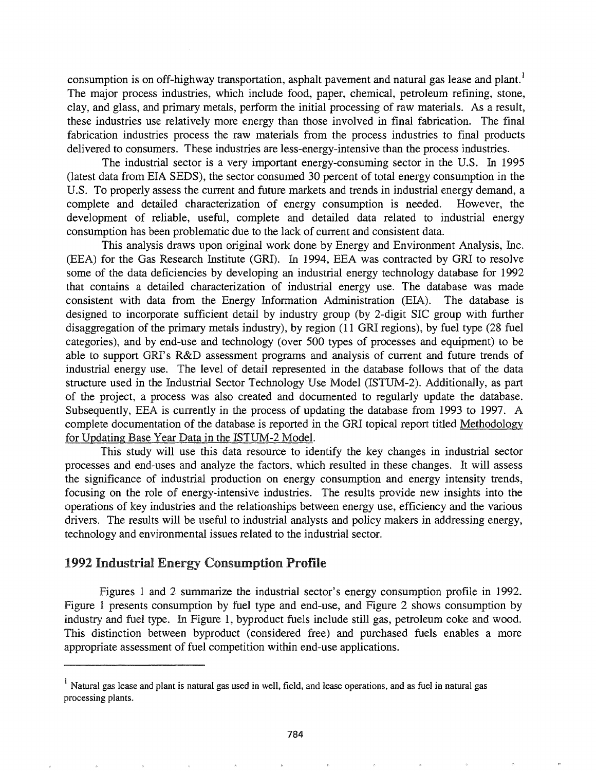consumption is on off-highway transportation, asphalt pavement and natural gas lease and plant.[1] The major process industries, which include food, paper, chemical, petroleum refining, stone, clay, and glass, and primary metals, perform the initial processing of raw materials. As a result, these industries use relatively more energy than those involved in final fabrication. The final fabrication industries process the raw materials from the process industries to final products delivered to consumers. These industries are less-energy-intensive than the process industries.

The industrial sector is a very important energy-consuming sector in the U.S. In 1995 (latest data from EIA SEDS), the sector consumed 30 percent of total energy consumption in the U.S. To properly assess the current and future markets and trends in industrial energy demand, a complete and detailed characterization of energy consumption is needed. However, the development of reliable, useful, complete and detailed data related to industrial energy consumption has been problematic due to the lack of current and consistent data.

This analysis draws upon original work done by Energy and Environment Analysis, Inc. (EEA) for the Gas Research Institute (GRI). In 1994, EEA was contracted by GRI to resolve some of the data deficiencies by developing an industrial energy technology database for 1992 that contains a detailed characterization of industrial energy use. The database was made consistent with data from the Energy Information Administration (EIA). The database is designed to incorporate sufficient detail by industry group (by 2-digit SIC group with further disaggregation of the primary metals industry), by region (11 GRI regions), by fuel type (28 fuel categories), and by end-use and technology (over 500 types of processes and equipment) to be able to support GRI's R&D assessment programs and analysis of current and future trends of industrial energy use. The level of detail represented in the database follows that of the data structure used in the Industrial Sector Technology Use Model (ISTUM-2). Additionally, as part of the project, a process was also created and documented to regularly update the database. Subsequently, EEA is currently in the process of updating the database from 1993 to 1997. A complete documentation of the database is reported in the GRI topical report titled Methodology for Updating Base Year Data in the ISTUM-2 Model.

This study will use this data resource to identify the key changes in industrial sector processes and end-uses and analyze the factors, which resulted in these changes. It will assess the significance of industrial production on energy consumption and energy intensity trends, focusing on the role of energy-intensive industries. The results provide new insights into the operations of key industries and the relationships between energy use, efficiency and the various drivers. The results will be useful to industrial analysts and policy makers in addressing energy, technology and environmental issues related to the industrial sector.

## 1992 Industrial Energy Consumption Profile

Figures 1 and 2 summarize the industrial sector's energy consumption profile in 1992. Figure 1 presents consumption by fuel type and end-use, and Figure 2 shows consumption by industry and fuel type. In Figure 1, byproduct fuels include still gas, petroleum coke and wood. This distinction between byproduct (considered free) and purchased fuels enables a more appropriate assessment of fuel competition within end-use applications.

---

[1] Natural gas lease and plant is natural gas used in well, field, and lease operations, and as fuel in natural gas processing plants.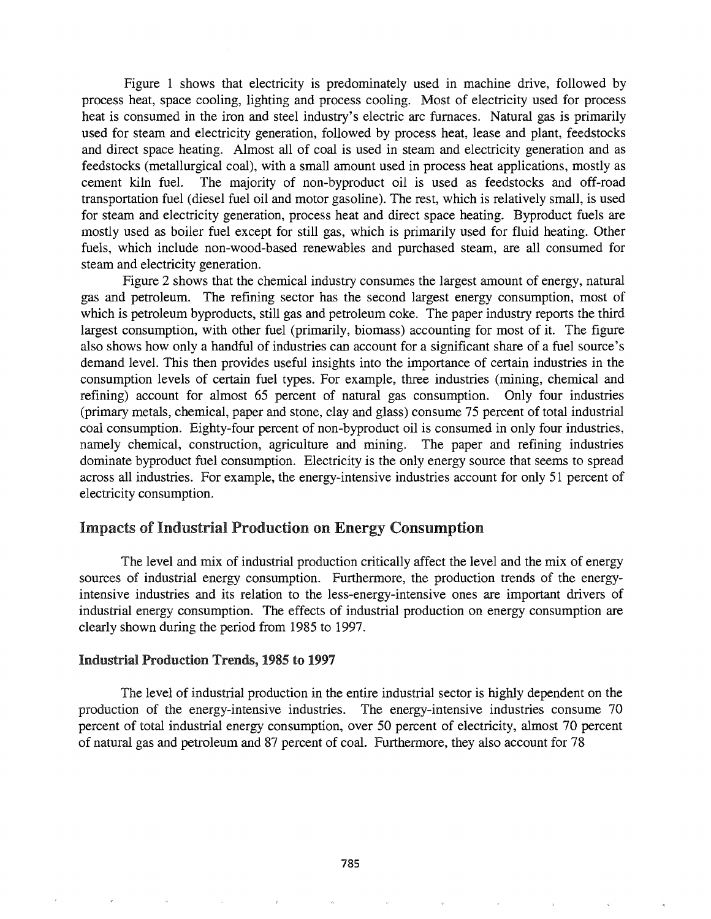Figure 1 shows that electricity is predominately used in machine drive, followed by process heat, space cooling, lighting and process cooling. Most of electricity used for process heat is consumed in the iron and steel industry's electric arc furnaces. Natural gas is primarily used for steam and electricity generation, followed by process heat, lease and plant, feedstocks and direct space heating. Almost all of coal is used in steam and electricity generation and as feedstocks (metallurgical coal), with a small amount used in process heat applications, mostly as cement kiln fuel. The majority of non-byproduct oil is used as feedstocks and off-road transportation fuel (diesel fuel oil and motor gasoline). The rest, which is relatively small, is used for steam and electricity generation, process heat and direct space heating. Byproduct fuels are mostly used as boiler fuel except for still gas, which is primarily used for fluid heating. Other fuels, which include non-wood-based renewables and purchased steam, are all consumed for steam and electricity generation.

Figure 2 shows that the chemical industry consumes the largest amount of energy, natural gas and petroleum. The refining sector has the second largest energy consumption, most of which is petroleum byproducts, still gas and petroleum coke. The paper industry reports the third largest consumption, with other fuel (primarily, biomass) accounting for most of it. The figure also shows how only a handful of industries can account for a significant share of a fuel source's demand level. This then provides useful insights into the importance of certain industries in the consumption levels of certain fuel types. For example, three industries (mining, chemical and refining) account for almost 65 percent of natural gas consumption. Only four industries (primary metals, chemical, paper and stone, clay and glass) consume 75 percent of total industrial coal consumption. Eighty-four percent of non-byproduct oil is consumed in only four industries, namely chemical, construction, agriculture and mining. The paper and refining industries dominate byproduct fuel consumption. Electricity is the only energy source that seems to spread across all industries. For example, the energy-intensive industries account for only 51 percent of electricity consumption.

## Impacts of Industrial Production on Energy Consumption

The level and mix of industrial production critically affect the level and the mix of energy sources of industrial energy consumption. Furthermore, the production trends of the energy-intensive industries and its relation to the less-energy-intensive ones are important drivers of industrial energy consumption. The effects of industrial production on energy consumption are clearly shown during the period from 1985 to 1997.

### Industrial Production Trends, 1985 to 1997

The level of industrial production in the entire industrial sector is highly dependent on the production of the energy-intensive industries. The energy-intensive industries consume 70 percent of total industrial energy consumption, over 50 percent of electricity, almost 70 percent of natural gas and petroleum and 87 percent of coal. Furthermore, they also account for 78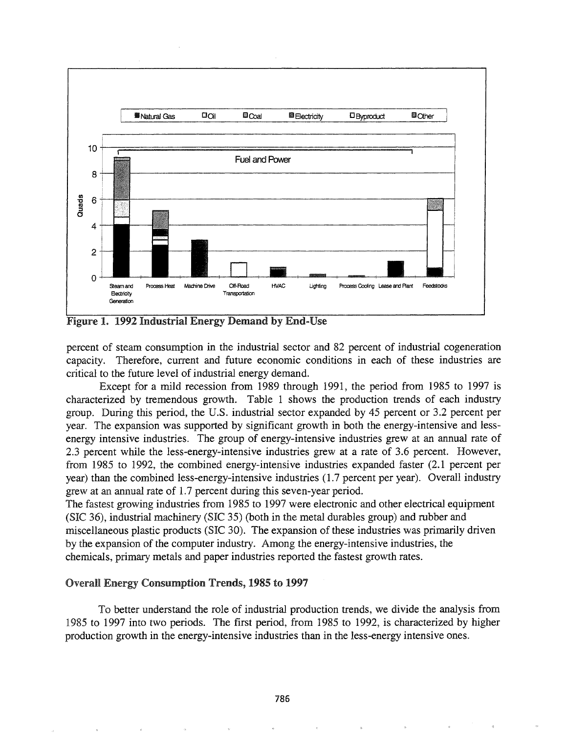**Figure 1. 1992 Industrial Energy Demand by End-Use**

percent of steam consumption in the industrial sector and 82 percent of industrial cogeneration capacity. Therefore, current and future economic conditions in each of these industries are critical to the future level of industrial energy demand.

Except for a mild recession from 1989 through 1991, the period from 1985 to 1997 is characterized by tremendous growth. Table 1 shows the production trends of each industry group. During this period, the U.S. industrial sector expanded by 45 percent or 3.2 percent per year. The expansion was supported by significant growth in both the energy-intensive and less-energy intensive industries. The group of energy-intensive industries grew at an annual rate of 2.3 percent while the less-energy-intensive industries grew at a rate of 3.6 percent. However, from 1985 to 1992, the combined energy-intensive industries expanded faster (2.1 percent per year) than the combined less-energy-intensive industries (1.7 percent per year). Overall industry grew at an annual rate of 1.7 percent during this seven-year period.

The fastest growing industries from 1985 to 1997 were electronic and other electrical equipment (SIC 36), industrial machinery (SIC 35) (both in the metal durables group) and rubber and miscellaneous plastic products (SIC 30). The expansion of these industries was primarily driven by the expansion of the computer industry. Among the energy-intensive industries, the chemicals, primary metals and paper industries reported the fastest growth rates.

## Overall Energy Consumption Trends, 1985 to 1997

To better understand the role of industrial production trends, we divide the analysis from 1985 to 1997 into two periods. The first period, from 1985 to 1992, is characterized by higher production growth in the energy-intensive industries than in the less-energy intensive ones.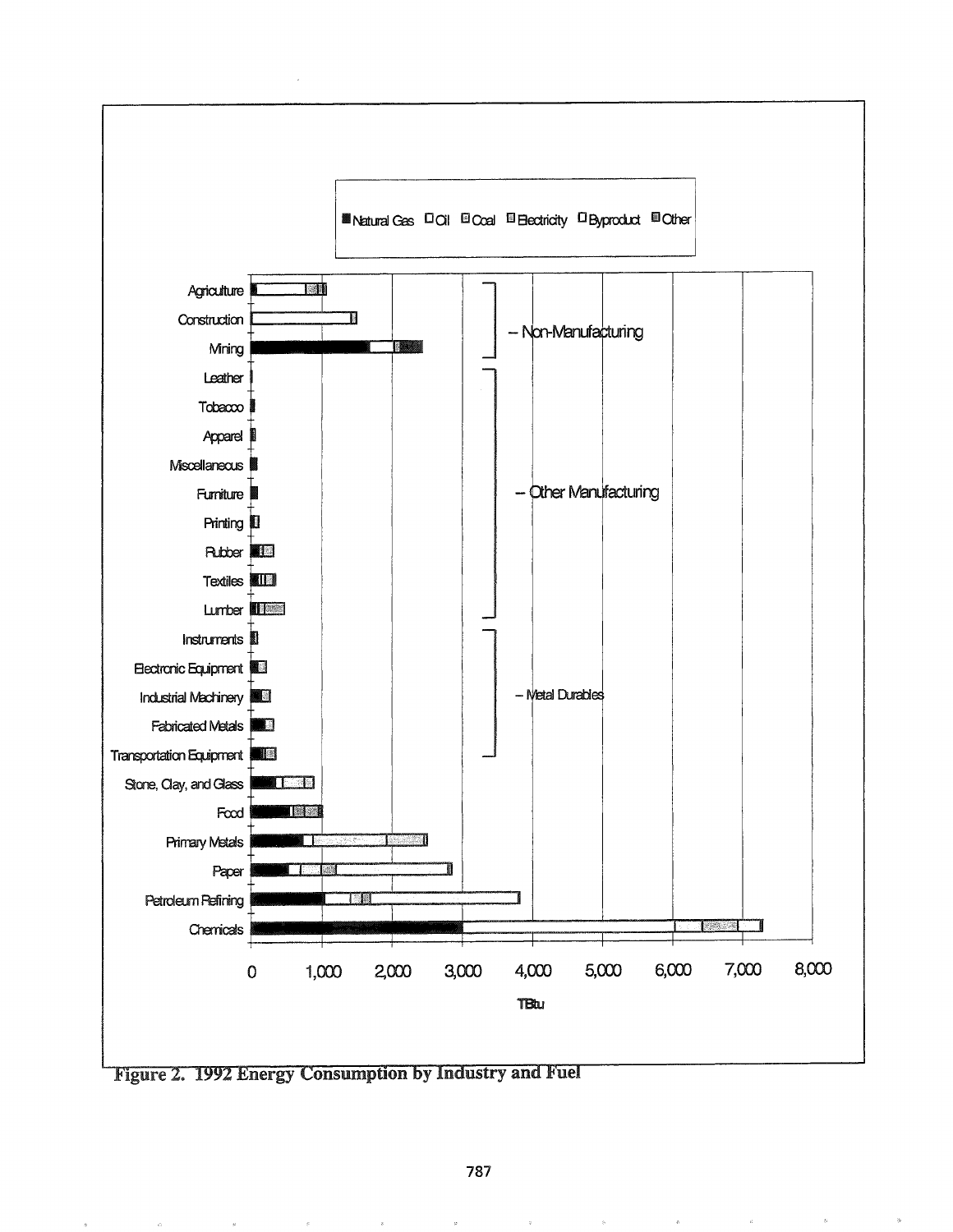Figure 2. 1992 Energy Consumption by Industry and Fuel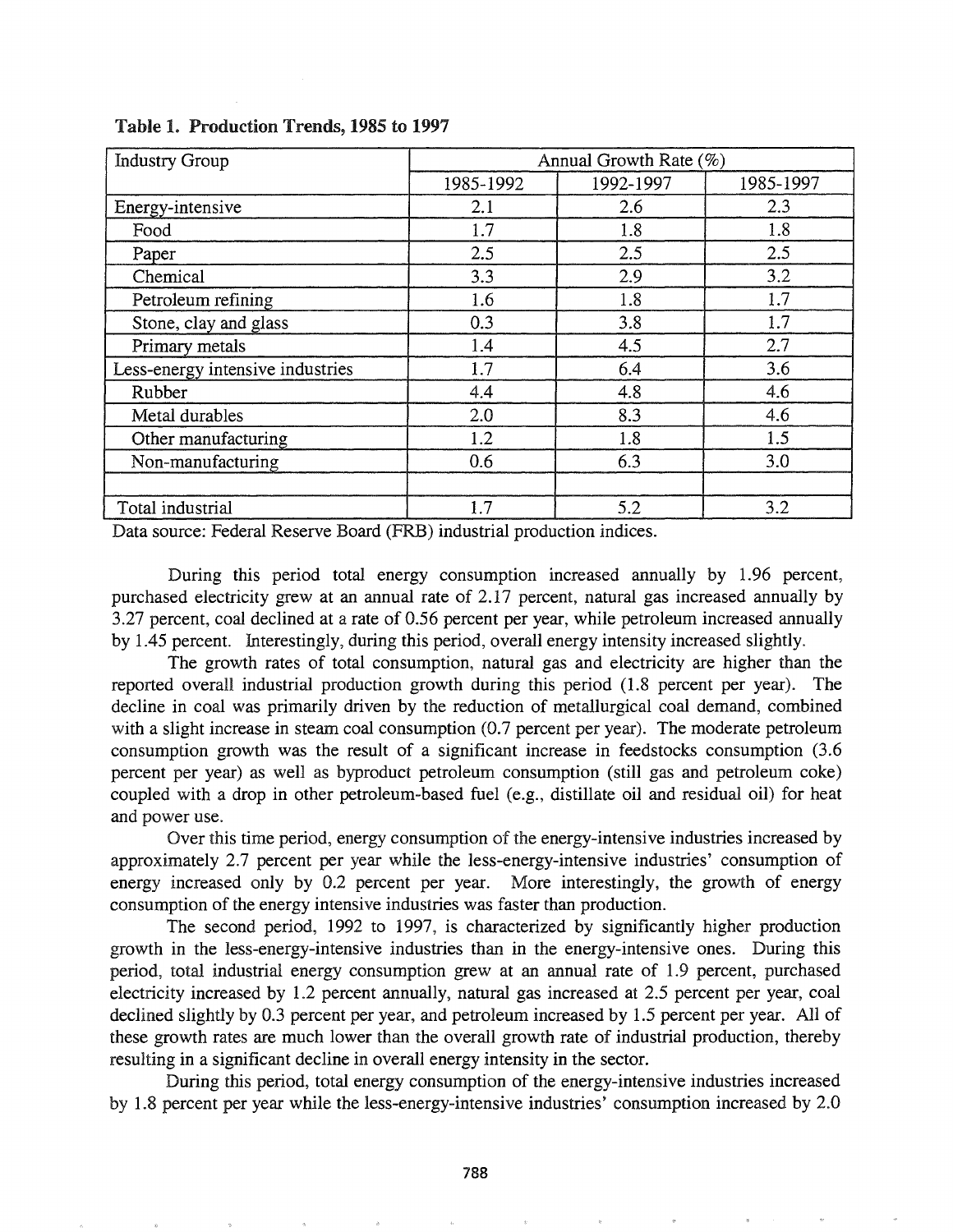**Table 1. Production Trends, 1985 to 1997**

| Industry Group | Annual Growth Rate (%) | | |
|---|---|---|---|
| | 1985-1992 | 1992-1997 | 1985-1997 |
| Energy-intensive | 2.1 | 2.6 | 2.3 |
| Food | 1.7 | 1.8 | 1.8 |
| Paper | 2.5 | 2.5 | 2.5 |
| Chemical | 3.3 | 2.9 | 3.2 |
| Petroleum refining | 1.6 | 1.8 | 1.7 |
| Stone, clay and glass | 0.3 | 3.8 | 1.7 |
| Primary metals | 1.4 | 4.5 | 2.7 |
| Less-energy intensive industries | 1.7 | 6.4 | 3.6 |
| Rubber | 4.4 | 4.8 | 4.6 |
| Metal durables | 2.0 | 8.3 | 4.6 |
| Other manufacturing | 1.2 | 1.8 | 1.5 |
| Non-manufacturing | 0.6 | 6.3 | 3.0 |
| | | | |
| Total industrial | 1.7 | 5.2 | 3.2 |

Data source: Federal Reserve Board (FRB) industrial production indices.

During this period total energy consumption increased annually by 1.96 percent, purchased electricity grew at an annual rate of 2.17 percent, natural gas increased annually by 3.27 percent, coal declined at a rate of 0.56 percent per year, while petroleum increased annually by 1.45 percent. Interestingly, during this period, overall energy intensity increased slightly.

The growth rates of total consumption, natural gas and electricity are higher than the reported overall industrial production growth during this period (1.8 percent per year). The decline in coal was primarily driven by the reduction of metallurgical coal demand, combined with a slight increase in steam coal consumption (0.7 percent per year). The moderate petroleum consumption growth was the result of a significant increase in feedstocks consumption (3.6 percent per year) as well as byproduct petroleum consumption (still gas and petroleum coke) coupled with a drop in other petroleum-based fuel (e.g., distillate oil and residual oil) for heat and power use.

Over this time period, energy consumption of the energy-intensive industries increased by approximately 2.7 percent per year while the less-energy-intensive industries' consumption of energy increased only by 0.2 percent per year. More interestingly, the growth of energy consumption of the energy intensive industries was faster than production.

The second period, 1992 to 1997, is characterized by significantly higher production growth in the less-energy-intensive industries than in the energy-intensive ones. During this period, total industrial energy consumption grew at an annual rate of 1.9 percent, purchased electricity increased by 1.2 percent annually, natural gas increased at 2.5 percent per year, coal declined slightly by 0.3 percent per year, and petroleum increased by 1.5 percent per year. All of these growth rates are much lower than the overall growth rate of industrial production, thereby resulting in a significant decline in overall energy intensity in the sector.

During this period, total energy consumption of the energy-intensive industries increased by 1.8 percent per year while the less-energy-intensive industries' consumption increased by 2.0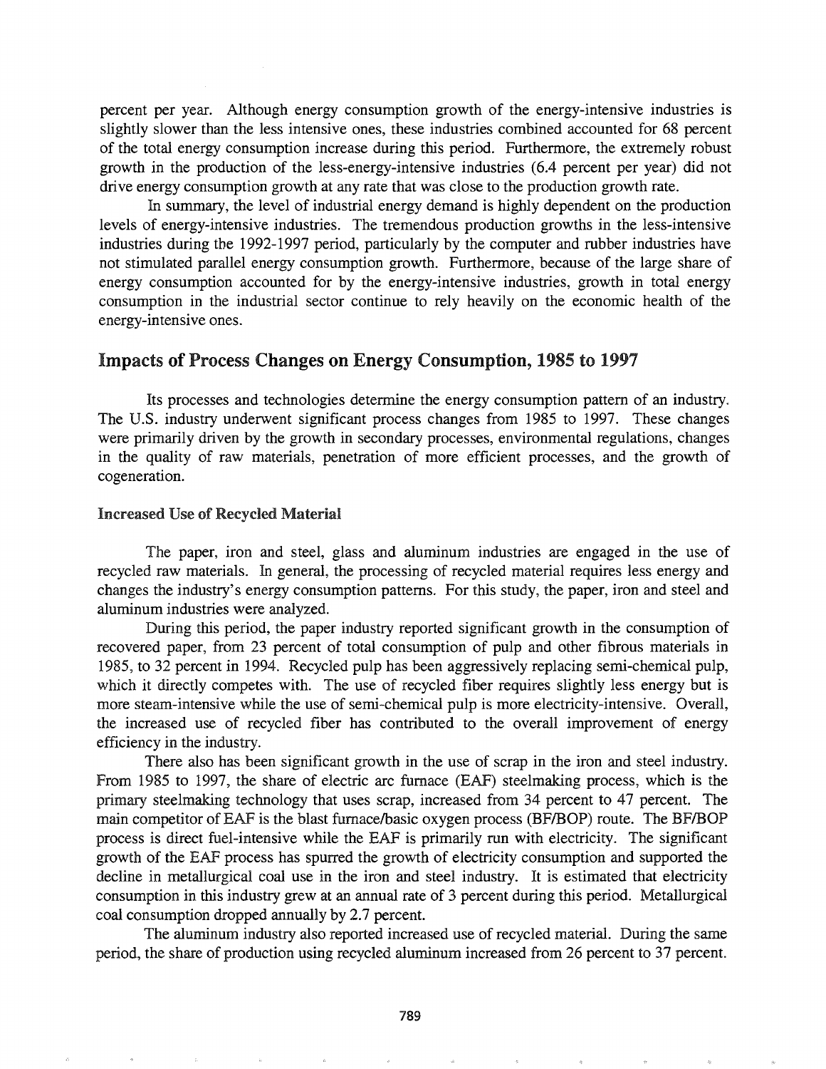percent per year. Although energy consumption growth of the energy-intensive industries is slightly slower than the less intensive ones, these industries combined accounted for 68 percent of the total energy consumption increase during this period. Furthermore, the extremely robust growth in the production of the less-energy-intensive industries (6.4 percent per year) did not drive energy consumption growth at any rate that was close to the production growth rate.

In summary, the level of industrial energy demand is highly dependent on the production levels of energy-intensive industries. The tremendous production growths in the less-intensive industries during the 1992-1997 period, particularly by the computer and rubber industries have not stimulated parallel energy consumption growth. Furthermore, because of the large share of energy consumption accounted for by the energy-intensive industries, growth in total energy consumption in the industrial sector continue to rely heavily on the economic health of the energy-intensive ones.

## Impacts of Process Changes on Energy Consumption, 1985 to 1997

Its processes and technologies determine the energy consumption pattern of an industry. The U.S. industry underwent significant process changes from 1985 to 1997. These changes were primarily driven by the growth in secondary processes, environmental regulations, changes in the quality of raw materials, penetration of more efficient processes, and the growth of cogeneration.

### Increased Use of Recycled Material

The paper, iron and steel, glass and aluminum industries are engaged in the use of recycled raw materials. In general, the processing of recycled material requires less energy and changes the industry's energy consumption patterns. For this study, the paper, iron and steel and aluminum industries were analyzed.

During this period, the paper industry reported significant growth in the consumption of recovered paper, from 23 percent of total consumption of pulp and other fibrous materials in 1985, to 32 percent in 1994. Recycled pulp has been aggressively replacing semi-chemical pulp, which it directly competes with. The use of recycled fiber requires slightly less energy but is more steam-intensive while the use of semi-chemical pulp is more electricity-intensive. Overall, the increased use of recycled fiber has contributed to the overall improvement of energy efficiency in the industry.

There also has been significant growth in the use of scrap in the iron and steel industry. From 1985 to 1997, the share of electric arc furnace (EAF) steelmaking process, which is the primary steelmaking technology that uses scrap, increased from 34 percent to 47 percent. The main competitor of EAF is the blast furnace/basic oxygen process (BF/BOP) route. The BF/BOP process is direct fuel-intensive while the EAF is primarily run with electricity. The significant growth of the EAF process has spurred the growth of electricity consumption and supported the decline in metallurgical coal use in the iron and steel industry. It is estimated that electricity consumption in this industry grew at an annual rate of 3 percent during this period. Metallurgical coal consumption dropped annually by 2.7 percent.

The aluminum industry also reported increased use of recycled material. During the same period, the share of production using recycled aluminum increased from 26 percent to 37 percent.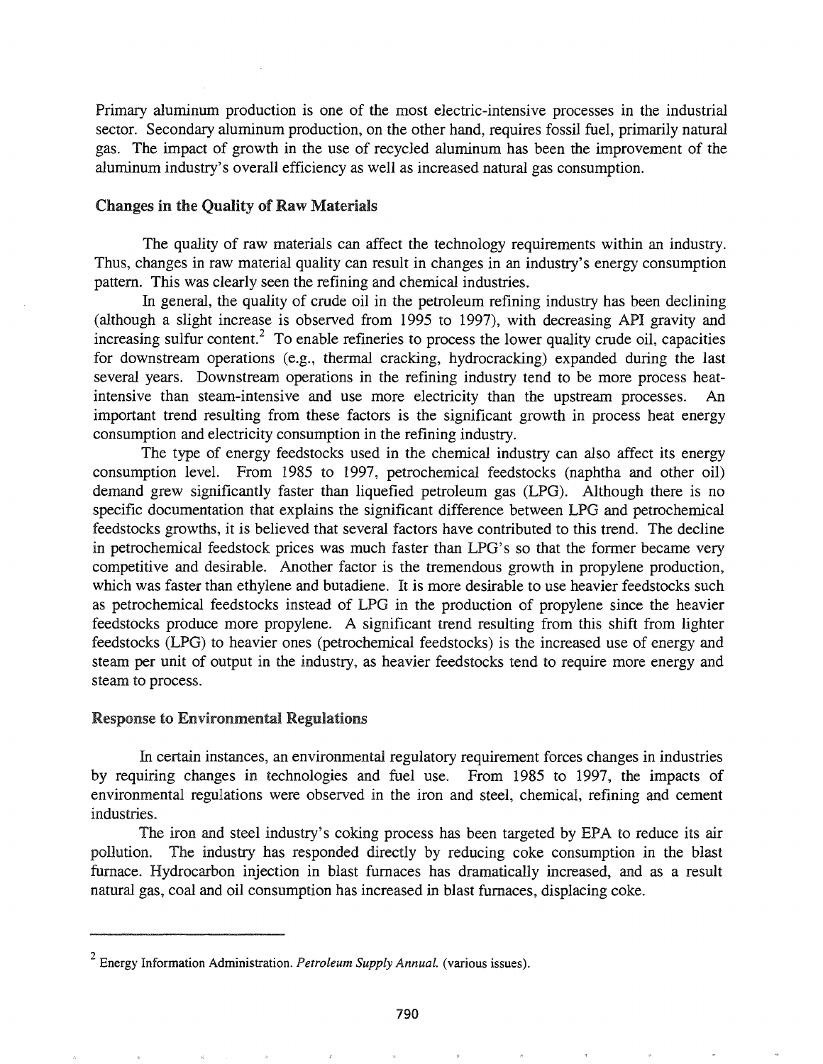Primary aluminum production is one of the most electric-intensive processes in the industrial sector. Secondary aluminum production, on the other hand, requires fossil fuel, primarily natural gas. The impact of growth in the use of recycled aluminum has been the improvement of the aluminum industry's overall efficiency as well as increased natural gas consumption.

### Changes in the Quality of Raw Materials

The quality of raw materials can affect the technology requirements within an industry. Thus, changes in raw material quality can result in changes in an industry's energy consumption pattern. This was clearly seen the refining and chemical industries.

In general, the quality of crude oil in the petroleum refining industry has been declining (although a slight increase is observed from 1995 to 1997), with decreasing API gravity and increasing sulfur content.[2] To enable refineries to process the lower quality crude oil, capacities for downstream operations (e.g., thermal cracking, hydrocracking) expanded during the last several years. Downstream operations in the refining industry tend to be more process heat-intensive than steam-intensive and use more electricity than the upstream processes. An important trend resulting from these factors is the significant growth in process heat energy consumption and electricity consumption in the refining industry.

The type of energy feedstocks used in the chemical industry can also affect its energy consumption level. From 1985 to 1997, petrochemical feedstocks (naphtha and other oil) demand grew significantly faster than liquefied petroleum gas (LPG). Although there is no specific documentation that explains the significant difference between LPG and petrochemical feedstocks growths, it is believed that several factors have contributed to this trend. The decline in petrochemical feedstock prices was much faster than LPG's so that the former became very competitive and desirable. Another factor is the tremendous growth in propylene production, which was faster than ethylene and butadiene. It is more desirable to use heavier feedstocks such as petrochemical feedstocks instead of LPG in the production of propylene since the heavier feedstocks produce more propylene. A significant trend resulting from this shift from lighter feedstocks (LPG) to heavier ones (petrochemical feedstocks) is the increased use of energy and steam per unit of output in the industry, as heavier feedstocks tend to require more energy and steam to process.

### Response to Environmental Regulations

In certain instances, an environmental regulatory requirement forces changes in industries by requiring changes in technologies and fuel use. From 1985 to 1997, the impacts of environmental regulations were observed in the iron and steel, chemical, refining and cement industries.

The iron and steel industry's coking process has been targeted by EPA to reduce its air pollution. The industry has responded directly by reducing coke consumption in the blast furnace. Hydrocarbon injection in blast furnaces has dramatically increased, and as a result natural gas, coal and oil consumption has increased in blast furnaces, displacing coke.

---

[2] Energy Information Administration. *Petroleum Supply Annual.* (various issues).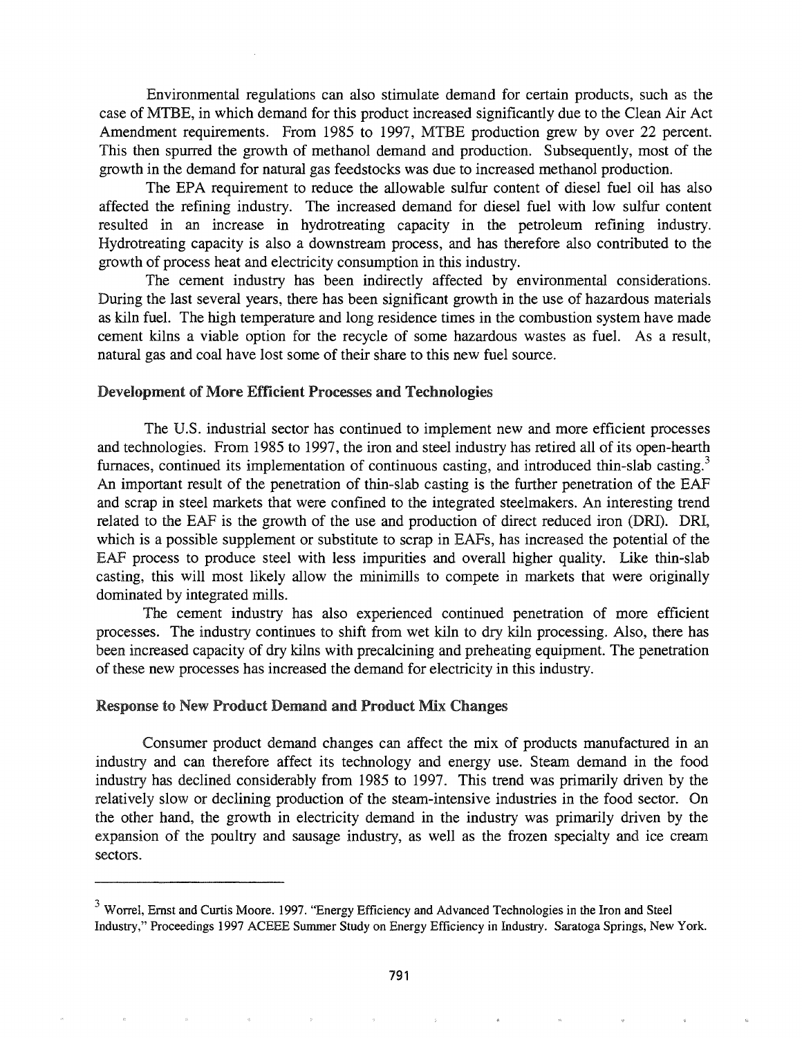Environmental regulations can also stimulate demand for certain products, such as the case of MTBE, in which demand for this product increased significantly due to the Clean Air Act Amendment requirements. From 1985 to 1997, MTBE production grew by over 22 percent. This then spurred the growth of methanol demand and production. Subsequently, most of the growth in the demand for natural gas feedstocks was due to increased methanol production.

The EPA requirement to reduce the allowable sulfur content of diesel fuel oil has also affected the refining industry. The increased demand for diesel fuel with low sulfur content resulted in an increase in hydrotreating capacity in the petroleum refining industry. Hydrotreating capacity is also a downstream process, and has therefore also contributed to the growth of process heat and electricity consumption in this industry.

The cement industry has been indirectly affected by environmental considerations. During the last several years, there has been significant growth in the use of hazardous materials as kiln fuel. The high temperature and long residence times in the combustion system have made cement kilns a viable option for the recycle of some hazardous wastes as fuel. As a result, natural gas and coal have lost some of their share to this new fuel source.

### Development of More Efficient Processes and Technologies

The U.S. industrial sector has continued to implement new and more efficient processes and technologies. From 1985 to 1997, the iron and steel industry has retired all of its open-hearth furnaces, continued its implementation of continuous casting, and introduced thin-slab casting.[3] An important result of the penetration of thin-slab casting is the further penetration of the EAF and scrap in steel markets that were confined to the integrated steelmakers. An interesting trend related to the EAF is the growth of the use and production of direct reduced iron (DRI). DRI, which is a possible supplement or substitute to scrap in EAFs, has increased the potential of the EAF process to produce steel with less impurities and overall higher quality. Like thin-slab casting, this will most likely allow the minimills to compete in markets that were originally dominated by integrated mills.

The cement industry has also experienced continued penetration of more efficient processes. The industry continues to shift from wet kiln to dry kiln processing. Also, there has been increased capacity of dry kilns with precalcining and preheating equipment. The penetration of these new processes has increased the demand for electricity in this industry.

### Response to New Product Demand and Product Mix Changes

Consumer product demand changes can affect the mix of products manufactured in an industry and can therefore affect its technology and energy use. Steam demand in the food industry has declined considerably from 1985 to 1997. This trend was primarily driven by the relatively slow or declining production of the steam-intensive industries in the food sector. On the other hand, the growth in electricity demand in the industry was primarily driven by the expansion of the poultry and sausage industry, as well as the frozen specialty and ice cream sectors.

---

[3] Worrel, Ernst and Curtis Moore. 1997. "Energy Efficiency and Advanced Technologies in the Iron and Steel Industry," Proceedings 1997 ACEEE Summer Study on Energy Efficiency in Industry. Saratoga Springs, New York.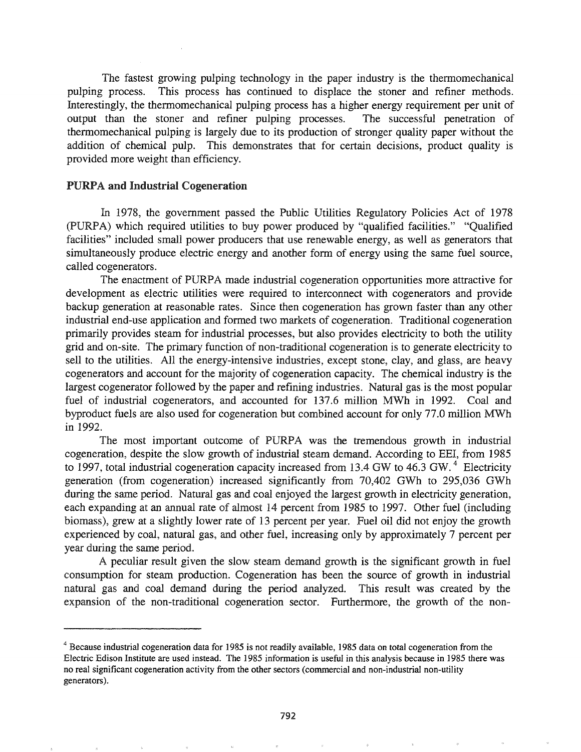The fastest growing pulping technology in the paper industry is the thermomechanical pulping process. This process has continued to displace the stoner and refiner methods. Interestingly, the thermomechanical pulping process has a higher energy requirement per unit of output than the stoner and refiner pulping processes. The successful penetration of thermomechanical pulping is largely due to its production of stronger quality paper without the addition of chemical pulp. This demonstrates that for certain decisions, product quality is provided more weight than efficiency.

## PURPA and Industrial Cogeneration

In 1978, the government passed the Public Utilities Regulatory Policies Act of 1978 (PURPA) which required utilities to buy power produced by "qualified facilities." "Qualified facilities" included small power producers that use renewable energy, as well as generators that simultaneously produce electric energy and another form of energy using the same fuel source, called cogenerators.

The enactment of PURPA made industrial cogeneration opportunities more attractive for development as electric utilities were required to interconnect with cogenerators and provide backup generation at reasonable rates. Since then cogeneration has grown faster than any other industrial end-use application and formed two markets of cogeneration. Traditional cogeneration primarily provides steam for industrial processes, but also provides electricity to both the utility grid and on-site. The primary function of non-traditional cogeneration is to generate electricity to sell to the utilities. All the energy-intensive industries, except stone, clay, and glass, are heavy cogenerators and account for the majority of cogeneration capacity. The chemical industry is the largest cogenerator followed by the paper and refining industries. Natural gas is the most popular fuel of industrial cogenerators, and accounted for 137.6 million MWh in 1992. Coal and byproduct fuels are also used for cogeneration but combined account for only 77.0 million MWh in 1992.

The most important outcome of PURPA was the tremendous growth in industrial cogeneration, despite the slow growth of industrial steam demand. According to EEI, from 1985 to 1997, total industrial cogeneration capacity increased from 13.4 GW to 46.3 GW.[4] Electricity generation (from cogeneration) increased significantly from 70,402 GWh to 295,036 GWh during the same period. Natural gas and coal enjoyed the largest growth in electricity generation, each expanding at an annual rate of almost 14 percent from 1985 to 1997. Other fuel (including biomass), grew at a slightly lower rate of 13 percent per year. Fuel oil did not enjoy the growth experienced by coal, natural gas, and other fuel, increasing only by approximately 7 percent per year during the same period.

A peculiar result given the slow steam demand growth is the significant growth in fuel consumption for steam production. Cogeneration has been the source of growth in industrial natural gas and coal demand during the period analyzed. This result was created by the expansion of the non-traditional cogeneration sector. Furthermore, the growth of the non-

[4] Because industrial cogeneration data for 1985 is not readily available, 1985 data on total cogeneration from the Electric Edison Institute are used instead. The 1985 information is useful in this analysis because in 1985 there was no real significant cogeneration activity from the other sectors (commercial and non-industrial non-utility generators).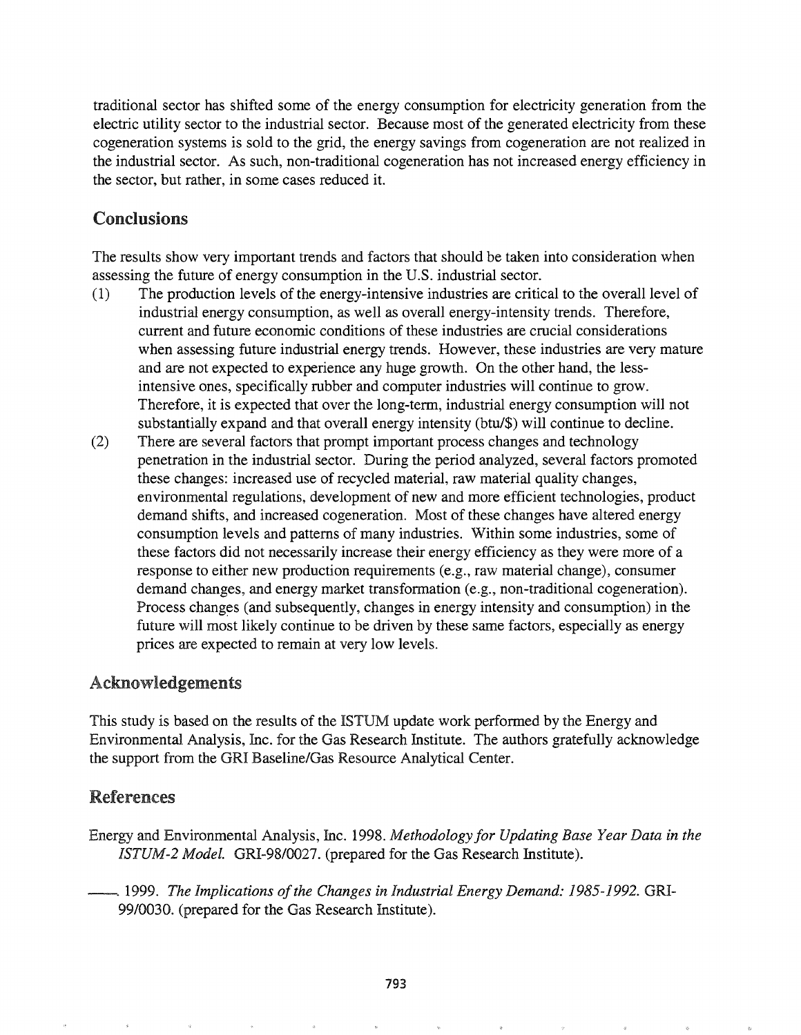traditional sector has shifted some of the energy consumption for electricity generation from the electric utility sector to the industrial sector. Because most of the generated electricity from these cogeneration systems is sold to the grid, the energy savings from cogeneration are not realized in the industrial sector. As such, non-traditional cogeneration has not increased energy efficiency in the sector, but rather, in some cases reduced it.

## Conclusions

The results show very important trends and factors that should be taken into consideration when assessing the future of energy consumption in the U.S. industrial sector.

(1) The production levels of the energy-intensive industries are critical to the overall level of industrial energy consumption, as well as overall energy-intensity trends. Therefore, current and future economic conditions of these industries are crucial considerations when assessing future industrial energy trends. However, these industries are very mature and are not expected to experience any huge growth. On the other hand, the less-intensive ones, specifically rubber and computer industries will continue to grow. Therefore, it is expected that over the long-term, industrial energy consumption will not substantially expand and that overall energy intensity (btu/$) will continue to decline.

(2) There are several factors that prompt important process changes and technology penetration in the industrial sector. During the period analyzed, several factors promoted these changes: increased use of recycled material, raw material quality changes, environmental regulations, development of new and more efficient technologies, product demand shifts, and increased cogeneration. Most of these changes have altered energy consumption levels and patterns of many industries. Within some industries, some of these factors did not necessarily increase their energy efficiency as they were more of a response to either new production requirements (e.g., raw material change), consumer demand changes, and energy market transformation (e.g., non-traditional cogeneration). Process changes (and subsequently, changes in energy intensity and consumption) in the future will most likely continue to be driven by these same factors, especially as energy prices are expected to remain at very low levels.

## Acknowledgements

This study is based on the results of the ISTUM update work performed by the Energy and Environmental Analysis, Inc. for the Gas Research Institute. The authors gratefully acknowledge the support from the GRI Baseline/Gas Resource Analytical Center.

## References

Energy and Environmental Analysis, Inc. 1998. *Methodology for Updating Base Year Data in the ISTUM-2 Model.* GRI-98/0027. (prepared for the Gas Research Institute).

———. 1999. *The Implications of the Changes in Industrial Energy Demand: 1985-1992.* GRI-99/0030. (prepared for the Gas Research Institute).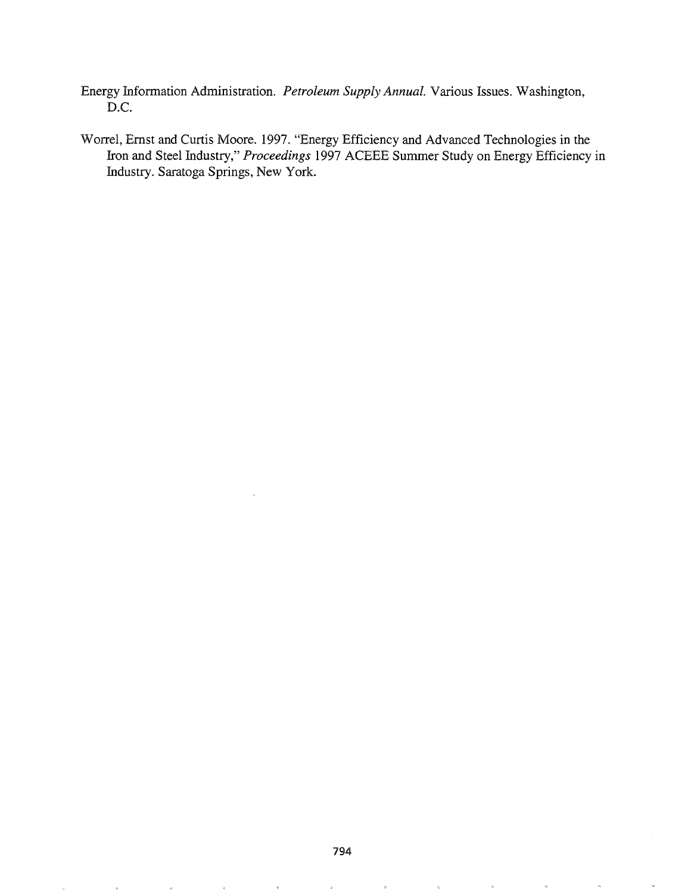Energy Information Administration. *Petroleum Supply Annual.* Various Issues. Washington, D.C.

Worrel, Ernst and Curtis Moore. 1997. "Energy Efficiency and Advanced Technologies in the Iron and Steel Industry," *Proceedings* 1997 ACEEE Summer Study on Energy Efficiency in Industry. Saratoga Springs, New York.